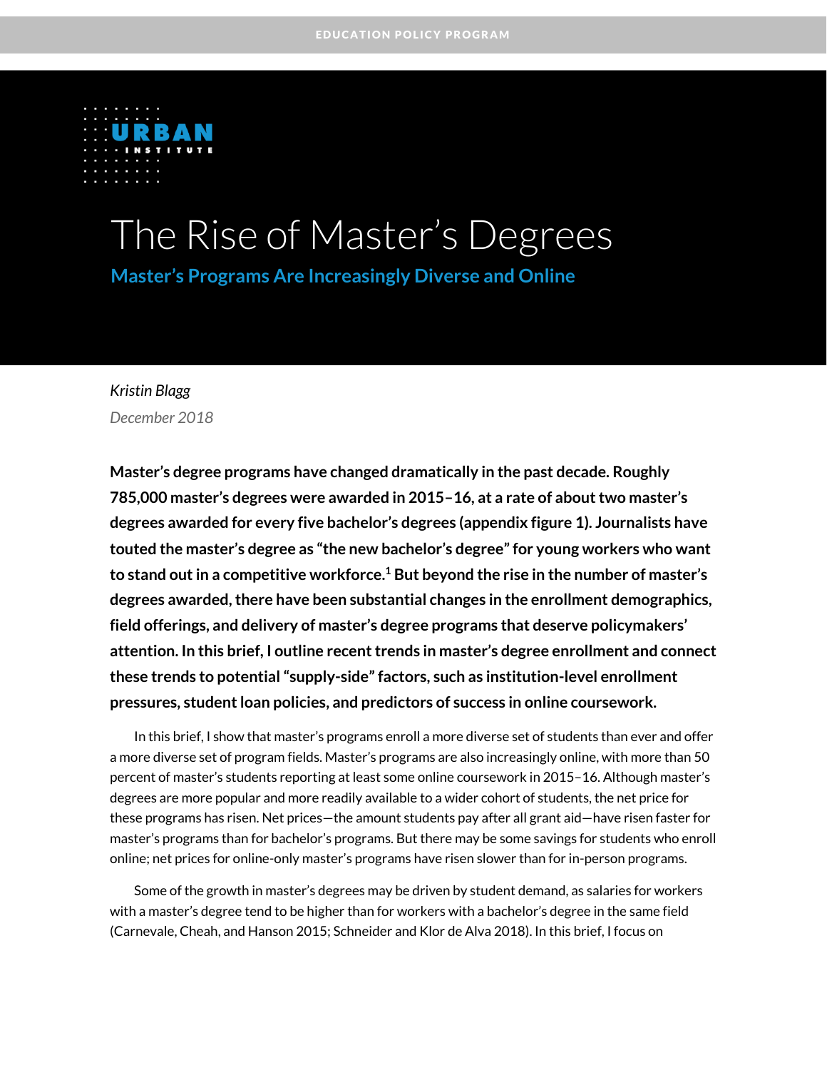EDUCATION POLICY PROGRAM

URBAN INSTITUTE

# The Rise of Master's Degrees

## Master's Programs Are Increasingly Diverse and Online

*Kristin Blagg*

*December 2018*

**Master's degree programs have changed dramatically in the past decade. Roughly 785,000 master's degrees were awarded in 2015–16, at a rate of about two master's degrees awarded for every five bachelor's degrees (appendix figure 1). Journalists have touted the master's degree as "the new bachelor's degree" for young workers who want to stand out in a competitive workforce.[1] But beyond the rise in the number of master's degrees awarded, there have been substantial changes in the enrollment demographics, field offerings, and delivery of master's degree programs that deserve policymakers' attention. In this brief, I outline recent trends in master's degree enrollment and connect these trends to potential "supply-side" factors, such as institution-level enrollment pressures, student loan policies, and predictors of success in online coursework.**

In this brief, I show that master's programs enroll a more diverse set of students than ever and offer a more diverse set of program fields. Master's programs are also increasingly online, with more than 50 percent of master's students reporting at least some online coursework in 2015–16. Although master's degrees are more popular and more readily available to a wider cohort of students, the net price for these programs has risen. Net prices—the amount students pay after all grant aid—have risen faster for master's programs than for bachelor's programs. But there may be some savings for students who enroll online; net prices for online-only master's programs have risen slower than for in-person programs.

Some of the growth in master's degrees may be driven by student demand, as salaries for workers with a master's degree tend to be higher than for workers with a bachelor's degree in the same field (Carnevale, Cheah, and Hanson 2015; Schneider and Klor de Alva 2018). In this brief, I focus on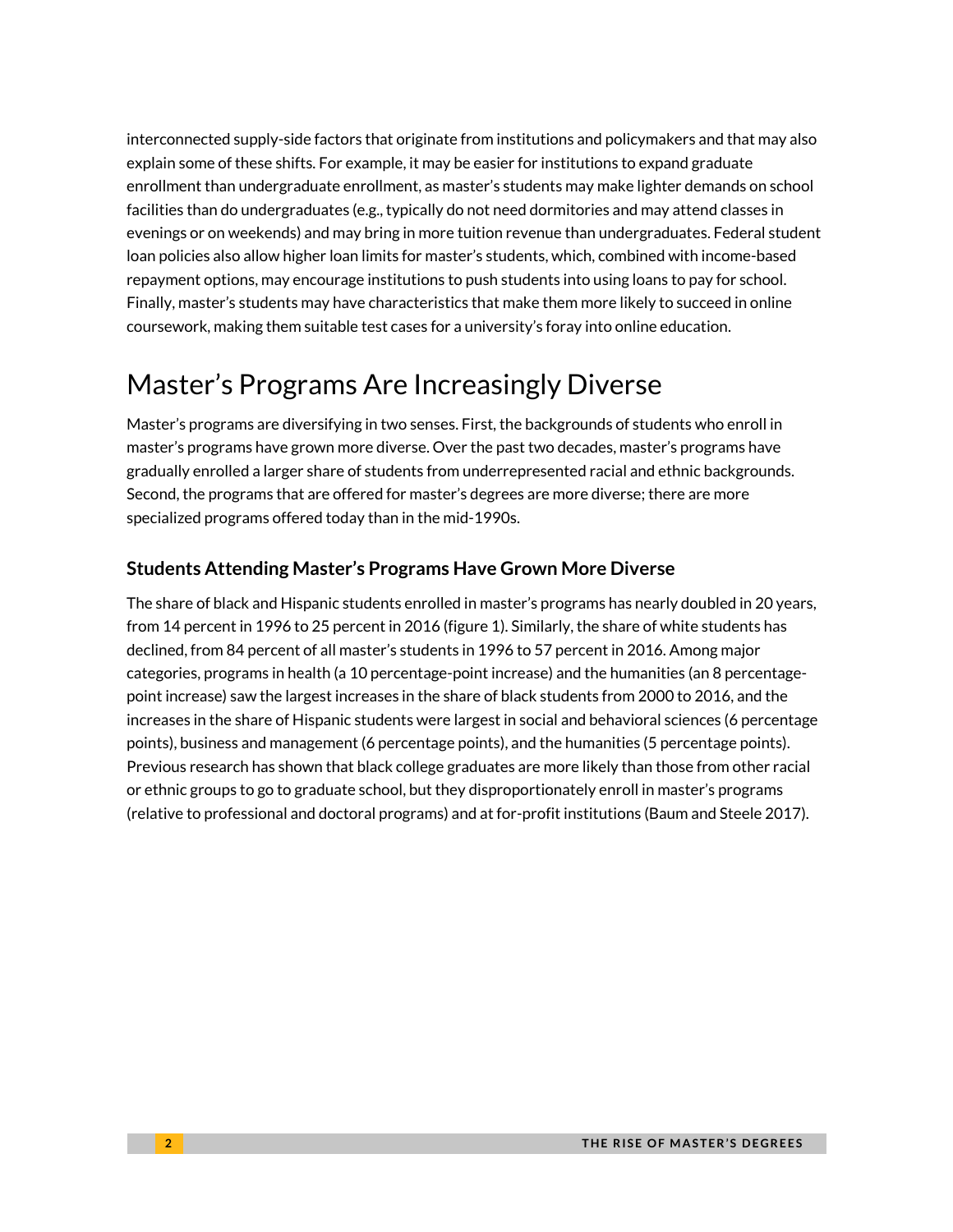interconnected supply-side factors that originate from institutions and policymakers and that may also explain some of these shifts. For example, it may be easier for institutions to expand graduate enrollment than undergraduate enrollment, as master's students may make lighter demands on school facilities than do undergraduates (e.g., typically do not need dormitories and may attend classes in evenings or on weekends) and may bring in more tuition revenue than undergraduates. Federal student loan policies also allow higher loan limits for master's students, which, combined with income-based repayment options, may encourage institutions to push students into using loans to pay for school. Finally, master's students may have characteristics that make them more likely to succeed in online coursework, making them suitable test cases for a university's foray into online education.

# Master's Programs Are Increasingly Diverse

Master's programs are diversifying in two senses. First, the backgrounds of students who enroll in master's programs have grown more diverse. Over the past two decades, master's programs have gradually enrolled a larger share of students from underrepresented racial and ethnic backgrounds. Second, the programs that are offered for master's degrees are more diverse; there are more specialized programs offered today than in the mid-1990s.

### Students Attending Master's Programs Have Grown More Diverse

The share of black and Hispanic students enrolled in master's programs has nearly doubled in 20 years, from 14 percent in 1996 to 25 percent in 2016 (figure 1). Similarly, the share of white students has declined, from 84 percent of all master's students in 1996 to 57 percent in 2016. Among major categories, programs in health (a 10 percentage-point increase) and the humanities (an 8 percentage-point increase) saw the largest increases in the share of black students from 2000 to 2016, and the increases in the share of Hispanic students were largest in social and behavioral sciences (6 percentage points), business and management (6 percentage points), and the humanities (5 percentage points). Previous research has shown that black college graduates are more likely than those from other racial or ethnic groups to go to graduate school, but they disproportionately enroll in master's programs (relative to professional and doctoral programs) and at for-profit institutions (Baum and Steele 2017).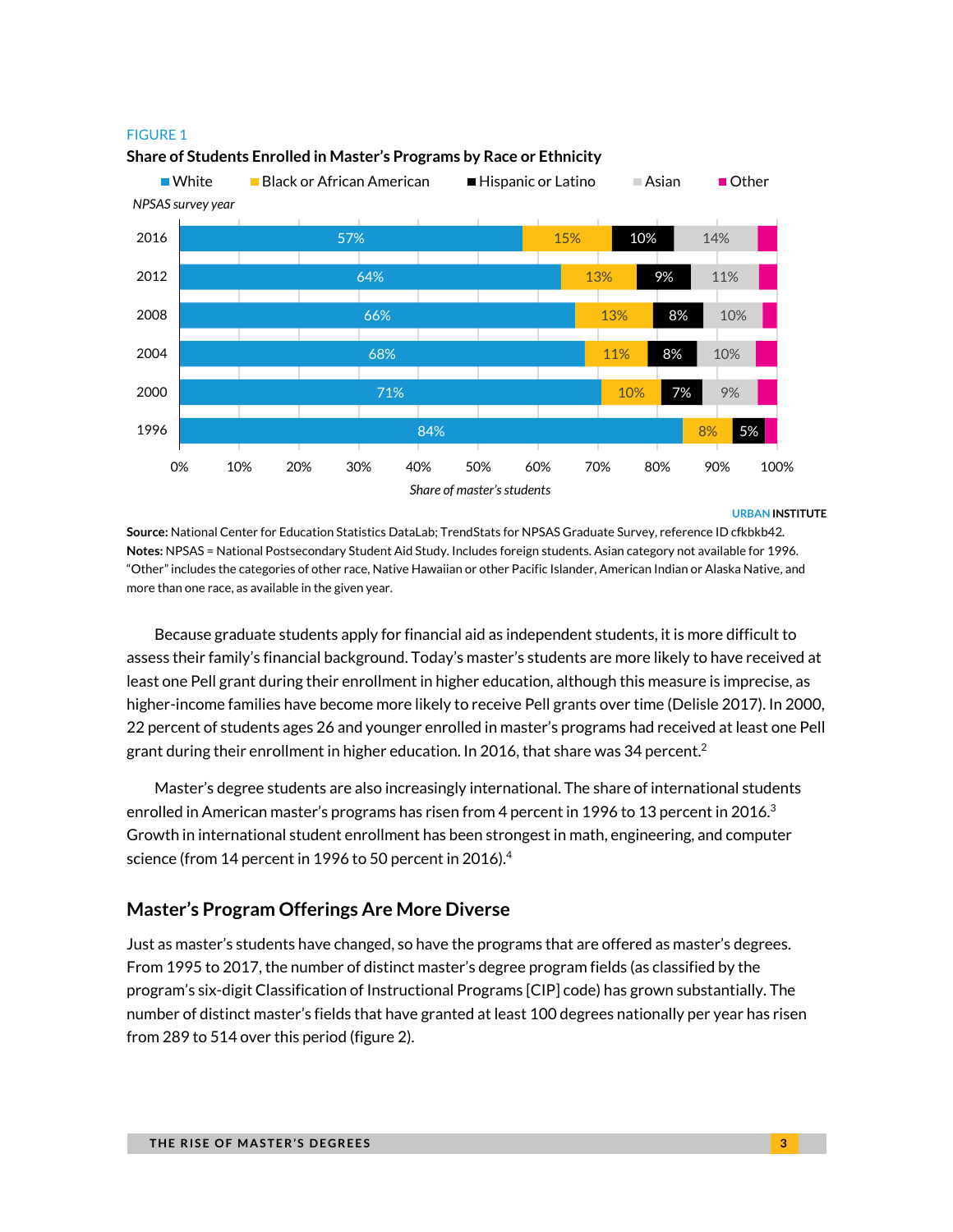FIGURE 1

**Share of Students Enrolled in Master's Programs by Race or Ethnicity**

| NPSAS survey year | White | Black or African American | Hispanic or Latino | Asian | Other |
|---|---|---|---|---|---|
| 2016 | 57% | 15% | 10% | 14% | |
| 2012 | 64% | 13% | 9% | 11% | |
| 2008 | 66% | 13% | 8% | 10% | |
| 2004 | 68% | 11% | 8% | 10% | |
| 2000 | 71% | 10% | 7% | 9% | |
| 1996 | 84% | 8% | 5% | | |

*Share of master's students*

**Source:** National Center for Education Statistics DataLab; TrendStats for NPSAS Graduate Survey, reference ID cfkbkb42.
**Notes:** NPSAS = National Postsecondary Student Aid Study. Includes foreign students. Asian category not available for 1996. "Other" includes the categories of other race, Native Hawaiian or other Pacific Islander, American Indian or Alaska Native, and more than one race, as available in the given year.

Because graduate students apply for financial aid as independent students, it is more difficult to assess their family's financial background. Today's master's students are more likely to have received at least one Pell grant during their enrollment in higher education, although this measure is imprecise, as higher-income families have become more likely to receive Pell grants over time (Delisle 2017). In 2000, 22 percent of students ages 26 and younger enrolled in master's programs had received at least one Pell grant during their enrollment in higher education. In 2016, that share was 34 percent.[2]

Master's degree students are also increasingly international. The share of international students enrolled in American master's programs has risen from 4 percent in 1996 to 13 percent in 2016.[3] Growth in international student enrollment has been strongest in math, engineering, and computer science (from 14 percent in 1996 to 50 percent in 2016).[4]

## Master's Program Offerings Are More Diverse

Just as master's students have changed, so have the programs that are offered as master's degrees. From 1995 to 2017, the number of distinct master's degree program fields (as classified by the program's six-digit Classification of Instructional Programs [CIP] code) has grown substantially. The number of distinct master's fields that have granted at least 100 degrees nationally per year has risen from 289 to 514 over this period (figure 2).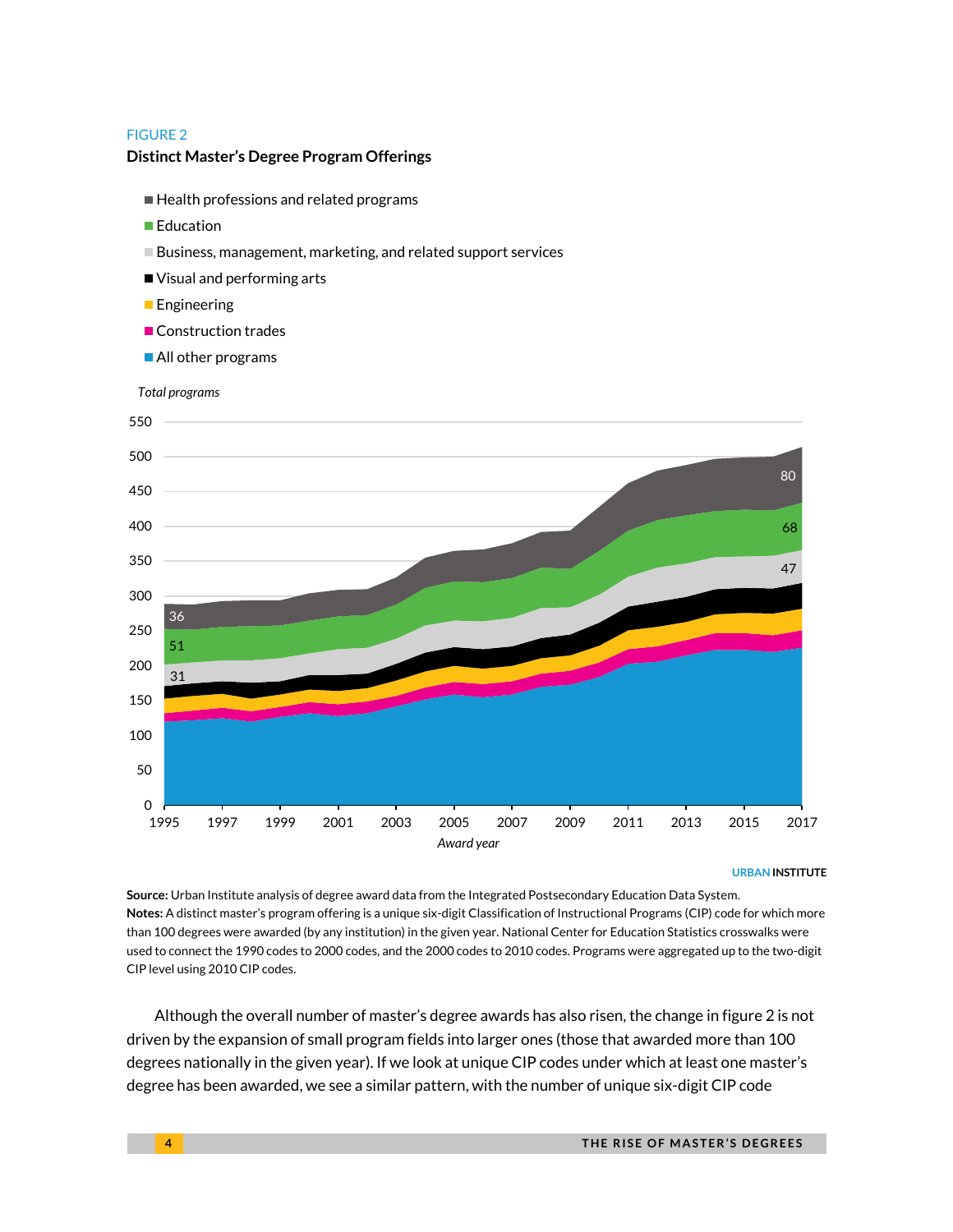FIGURE 2

**Distinct Master's Degree Program Offerings**

- Health professions and related programs
- Education
- Business, management, marketing, and related support services
- Visual and performing arts
- Engineering
- Construction trades
- All other programs

*Total programs*

*Award year*

URBAN INSTITUTE

**Source:** Urban Institute analysis of degree award data from the Integrated Postsecondary Education Data System.
**Notes:** A distinct master's program offering is a unique six-digit Classification of Instructional Programs (CIP) code for which more than 100 degrees were awarded (by any institution) in the given year. National Center for Education Statistics crosswalks were used to connect the 1990 codes to 2000 codes, and the 2000 codes to 2010 codes. Programs were aggregated up to the two-digit CIP level using 2010 CIP codes.

Although the overall number of master's degree awards has also risen, the change in figure 2 is not driven by the expansion of small program fields into larger ones (those that awarded more than 100 degrees nationally in the given year). If we look at unique CIP codes under which at least one master's degree has been awarded, we see a similar pattern, with the number of unique six-digit CIP code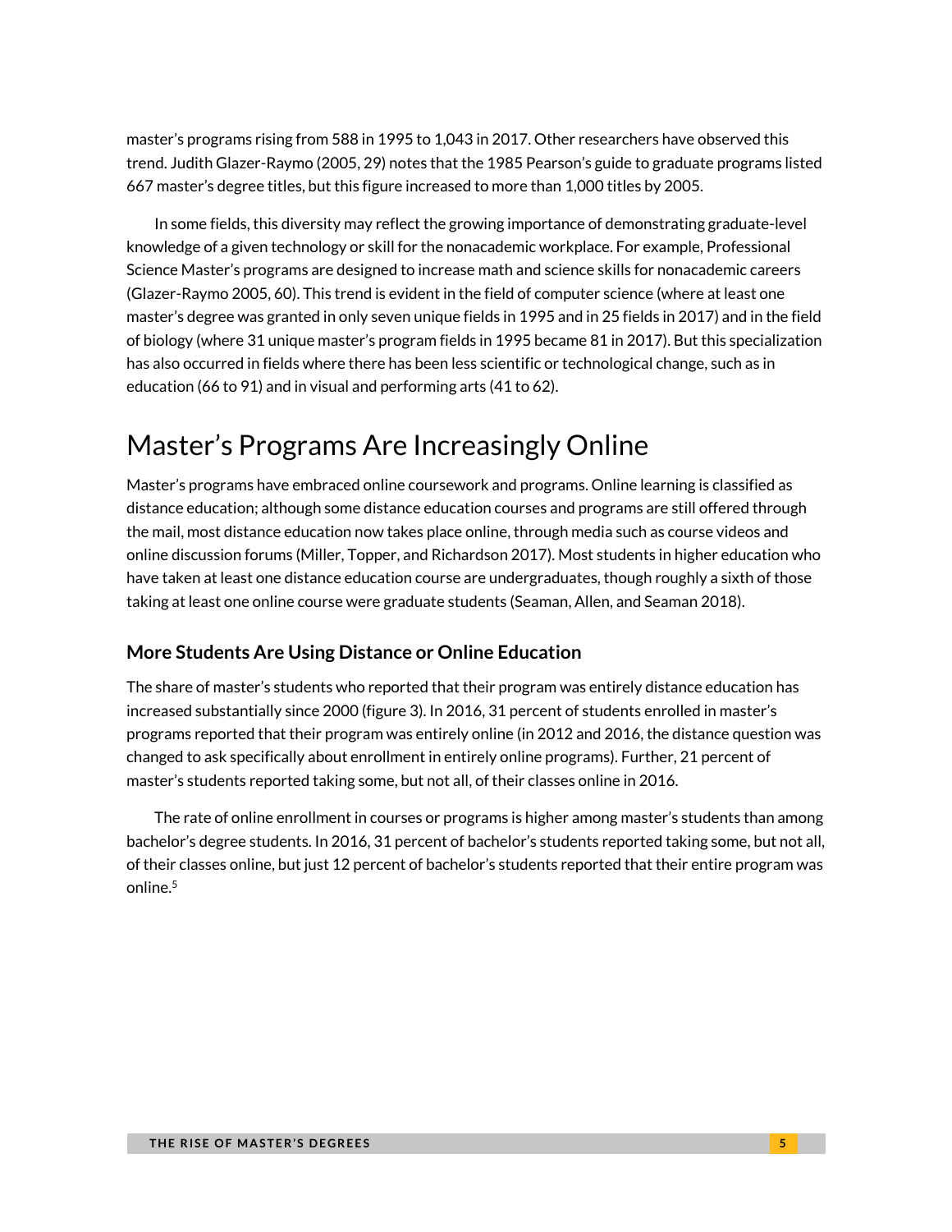master's programs rising from 588 in 1995 to 1,043 in 2017. Other researchers have observed this trend. Judith Glazer-Raymo (2005, 29) notes that the 1985 Pearson's guide to graduate programs listed 667 master's degree titles, but this figure increased to more than 1,000 titles by 2005.

In some fields, this diversity may reflect the growing importance of demonstrating graduate-level knowledge of a given technology or skill for the nonacademic workplace. For example, Professional Science Master's programs are designed to increase math and science skills for nonacademic careers (Glazer-Raymo 2005, 60). This trend is evident in the field of computer science (where at least one master's degree was granted in only seven unique fields in 1995 and in 25 fields in 2017) and in the field of biology (where 31 unique master's program fields in 1995 became 81 in 2017). But this specialization has also occurred in fields where there has been less scientific or technological change, such as in education (66 to 91) and in visual and performing arts (41 to 62).

# Master's Programs Are Increasingly Online

Master's programs have embraced online coursework and programs. Online learning is classified as distance education; although some distance education courses and programs are still offered through the mail, most distance education now takes place online, through media such as course videos and online discussion forums (Miller, Topper, and Richardson 2017). Most students in higher education who have taken at least one distance education course are undergraduates, though roughly a sixth of those taking at least one online course were graduate students (Seaman, Allen, and Seaman 2018).

### More Students Are Using Distance or Online Education

The share of master's students who reported that their program was entirely distance education has increased substantially since 2000 (figure 3). In 2016, 31 percent of students enrolled in master's programs reported that their program was entirely online (in 2012 and 2016, the distance question was changed to ask specifically about enrollment in entirely online programs). Further, 21 percent of master's students reported taking some, but not all, of their classes online in 2016.

The rate of online enrollment in courses or programs is higher among master's students than among bachelor's degree students. In 2016, 31 percent of bachelor's students reported taking some, but not all, of their classes online, but just 12 percent of bachelor's students reported that their entire program was online.[5]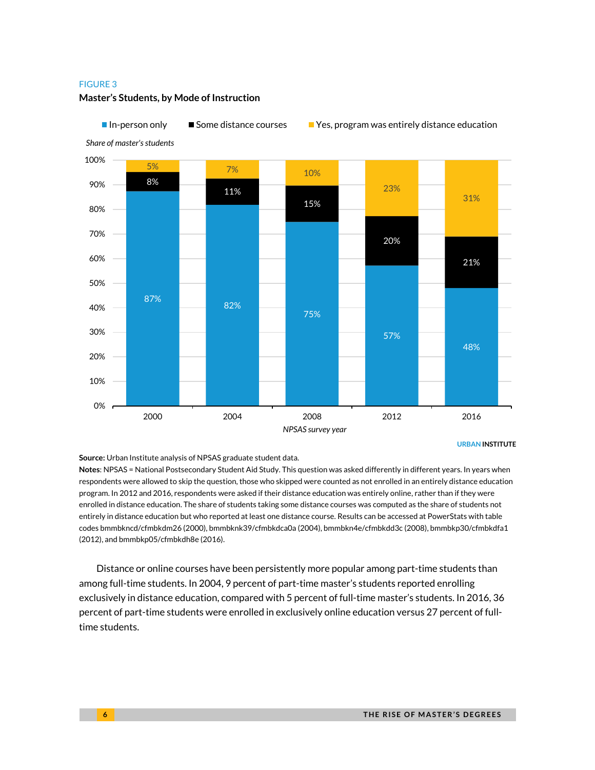FIGURE 3

**Master's Students, by Mode of Instruction**

| NPSAS survey year | In-person only | Some distance courses | Yes, program was entirely distance education |
|---|---|---|---|
| 2000 | 87% | 8% | 5% |
| 2004 | 82% | 11% | 7% |
| 2008 | 75% | 15% | 10% |
| 2012 | 57% | 20% | 23% |
| 2016 | 48% | 21% | 31% |

*Share of master's students*

URBAN INSTITUTE

**Source:** Urban Institute analysis of NPSAS graduate student data.

**Notes**: NPSAS = National Postsecondary Student Aid Study. This question was asked differently in different years. In years when respondents were allowed to skip the question, those who skipped were counted as not enrolled in an entirely distance education program. In 2012 and 2016, respondents were asked if their distance education was entirely online, rather than if they were enrolled in distance education. The share of students taking some distance courses was computed as the share of students not entirely in distance education but who reported at least one distance course. Results can be accessed at PowerStats with table codes bmmbkncd/cfmbkdm26 (2000), bmmbknk39/cfmbkdca0a (2004), bmmbkn4e/cfmbkdd3c (2008), bmmbkp30/cfmbkdfa1 (2012), and bmmbkp05/cfmbkdh8e (2016).

Distance or online courses have been persistently more popular among part-time students than among full-time students. In 2004, 9 percent of part-time master's students reported enrolling exclusively in distance education, compared with 5 percent of full-time master's students. In 2016, 36 percent of part-time students were enrolled in exclusively online education versus 27 percent of full-time students.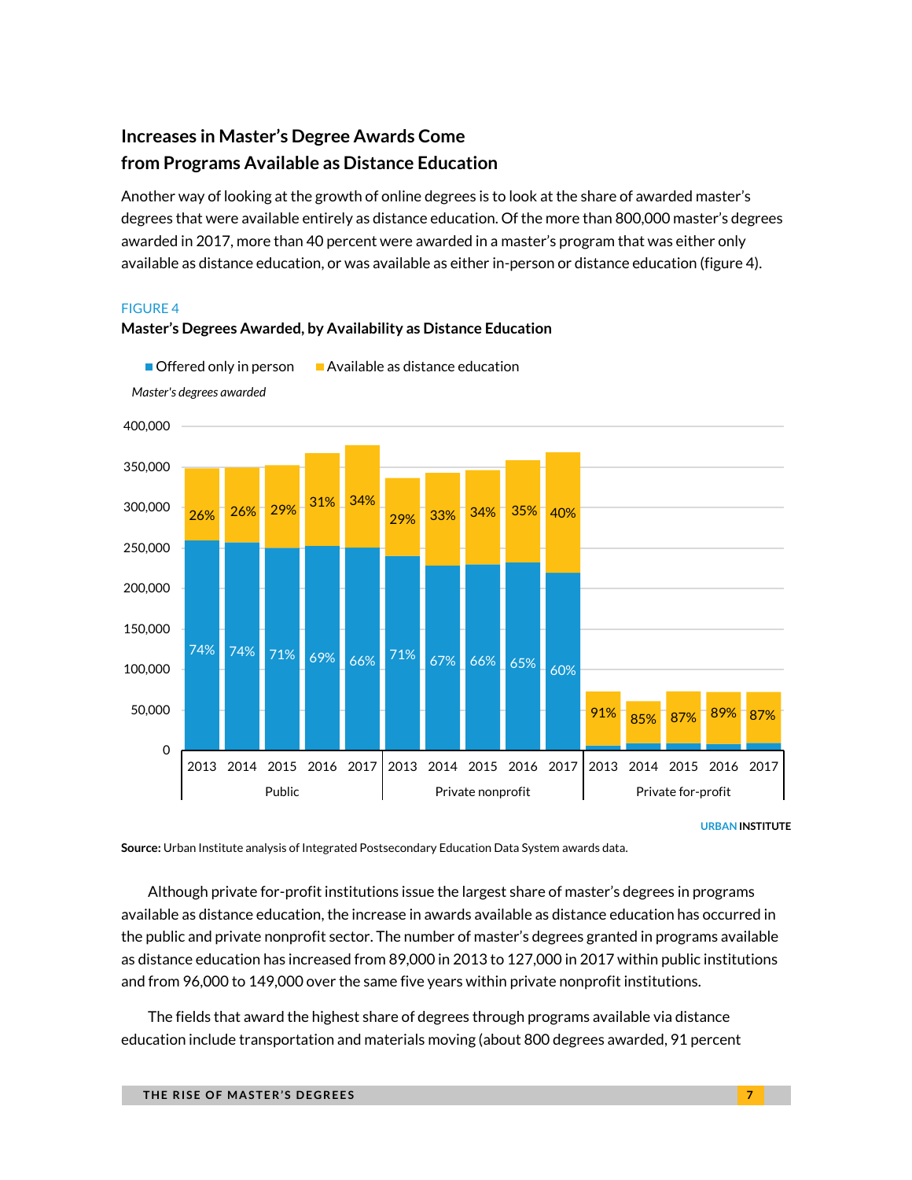## Increases in Master's Degree Awards Come from Programs Available as Distance Education

Another way of looking at the growth of online degrees is to look at the share of awarded master's degrees that were available entirely as distance education. Of the more than 800,000 master's degrees awarded in 2017, more than 40 percent were awarded in a master's program that was either only available as distance education, or was available as either in-person or distance education (figure 4).

FIGURE 4

**Master's Degrees Awarded, by Availability as Distance Education**

| Sector | Year | Offered only in person | Available as distance education |
|---|---|---|---|
| Public | 2013 | 74% | 26% |
| Public | 2014 | 74% | 26% |
| Public | 2015 | 71% | 29% |
| Public | 2016 | 69% | 31% |
| Public | 2017 | 66% | 34% |
| Private nonprofit | 2013 | 71% | 29% |
| Private nonprofit | 2014 | 67% | 33% |
| Private nonprofit | 2015 | 66% | 34% |
| Private nonprofit | 2016 | 65% | 35% |
| Private nonprofit | 2017 | 60% | 40% |
| Private for-profit | 2013 | | 91% |
| Private for-profit | 2014 | | 85% |
| Private for-profit | 2015 | | 87% |
| Private for-profit | 2016 | | 89% |
| Private for-profit | 2017 | | 87% |

*Master's degrees awarded*

**Source:** Urban Institute analysis of Integrated Postsecondary Education Data System awards data.

Although private for-profit institutions issue the largest share of master's degrees in programs available as distance education, the increase in awards available as distance education has occurred in the public and private nonprofit sector. The number of master's degrees granted in programs available as distance education has increased from 89,000 in 2013 to 127,000 in 2017 within public institutions and from 96,000 to 149,000 over the same five years within private nonprofit institutions.

The fields that award the highest share of degrees through programs available via distance education include transportation and materials moving (about 800 degrees awarded, 91 percent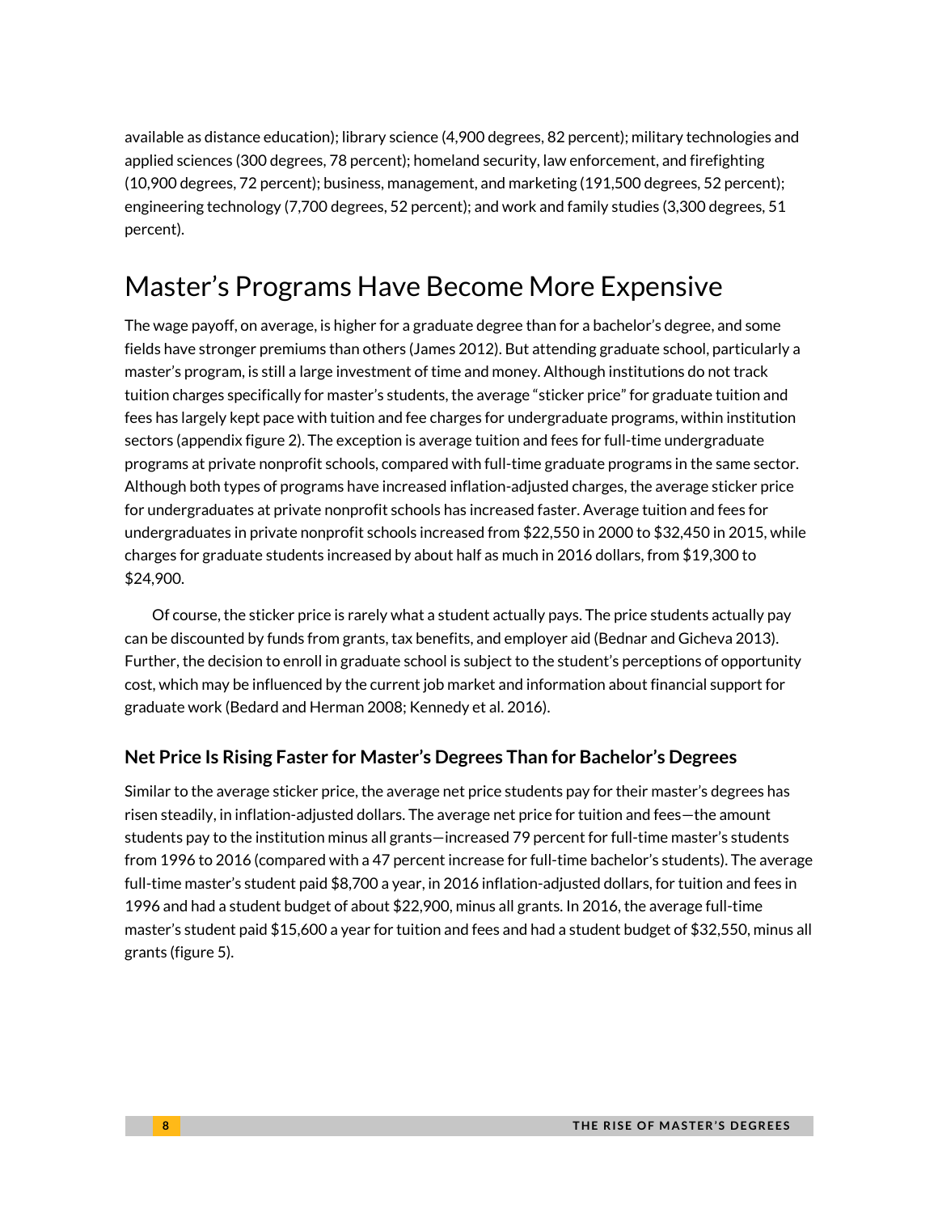available as distance education); library science (4,900 degrees, 82 percent); military technologies and applied sciences (300 degrees, 78 percent); homeland security, law enforcement, and firefighting (10,900 degrees, 72 percent); business, management, and marketing (191,500 degrees, 52 percent); engineering technology (7,700 degrees, 52 percent); and work and family studies (3,300 degrees, 51 percent).

## Master's Programs Have Become More Expensive

The wage payoff, on average, is higher for a graduate degree than for a bachelor's degree, and some fields have stronger premiums than others (James 2012). But attending graduate school, particularly a master's program, is still a large investment of time and money. Although institutions do not track tuition charges specifically for master's students, the average "sticker price" for graduate tuition and fees has largely kept pace with tuition and fee charges for undergraduate programs, within institution sectors (appendix figure 2). The exception is average tuition and fees for full-time undergraduate programs at private nonprofit schools, compared with full-time graduate programs in the same sector. Although both types of programs have increased inflation-adjusted charges, the average sticker price for undergraduates at private nonprofit schools has increased faster. Average tuition and fees for undergraduates in private nonprofit schools increased from $22,550 in 2000 to $32,450 in 2015, while charges for graduate students increased by about half as much in 2016 dollars, from $19,300 to $24,900.

Of course, the sticker price is rarely what a student actually pays. The price students actually pay can be discounted by funds from grants, tax benefits, and employer aid (Bednar and Gicheva 2013). Further, the decision to enroll in graduate school is subject to the student's perceptions of opportunity cost, which may be influenced by the current job market and information about financial support for graduate work (Bedard and Herman 2008; Kennedy et al. 2016).

### Net Price Is Rising Faster for Master's Degrees Than for Bachelor's Degrees

Similar to the average sticker price, the average net price students pay for their master's degrees has risen steadily, in inflation-adjusted dollars. The average net price for tuition and fees—the amount students pay to the institution minus all grants—increased 79 percent for full-time master's students from 1996 to 2016 (compared with a 47 percent increase for full-time bachelor's students). The average full-time master's student paid $8,700 a year, in 2016 inflation-adjusted dollars, for tuition and fees in 1996 and had a student budget of about $22,900, minus all grants. In 2016, the average full-time master's student paid $15,600 a year for tuition and fees and had a student budget of $32,550, minus all grants (figure 5).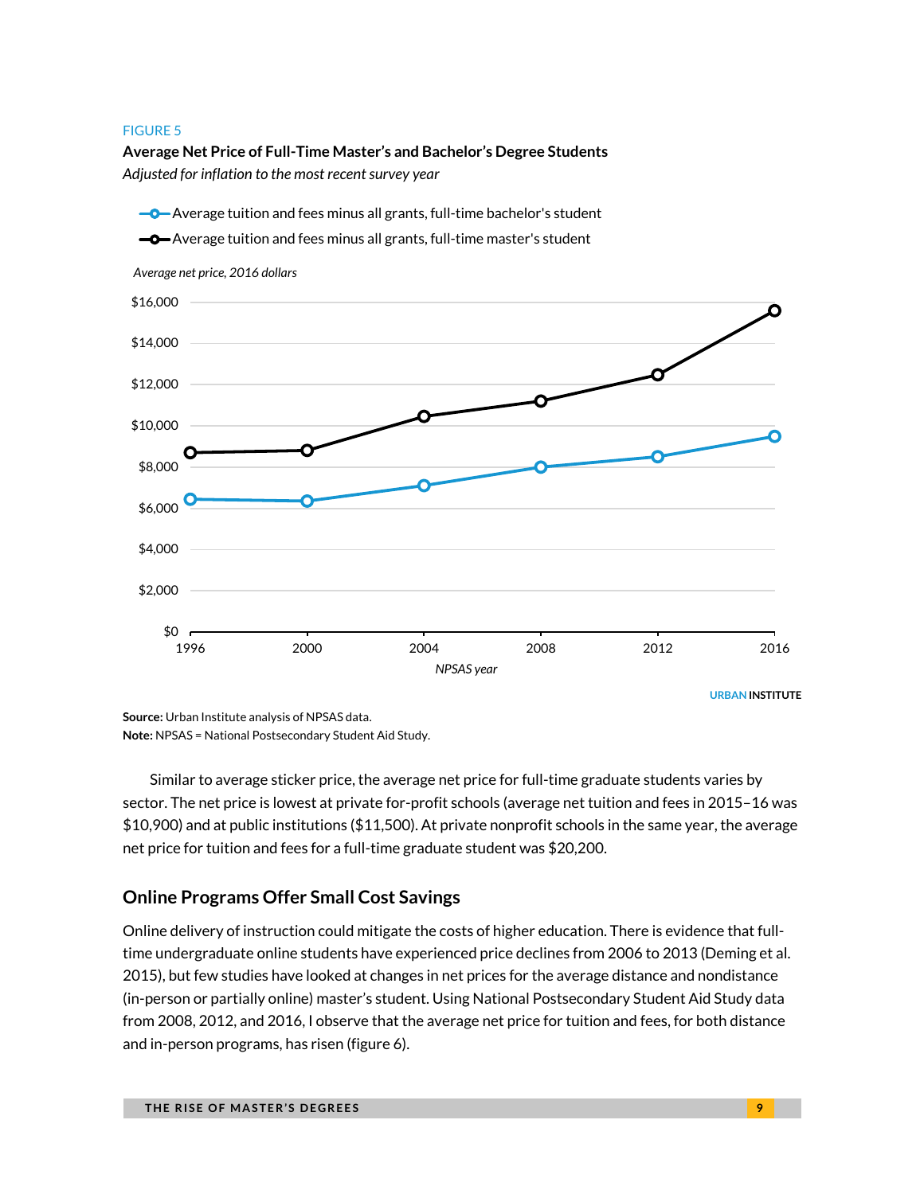FIGURE 5

**Average Net Price of Full-Time Master's and Bachelor's Degree Students**

*Adjusted for inflation to the most recent survey year*

**Source:** Urban Institute analysis of NPSAS data.

**Note:** NPSAS = National Postsecondary Student Aid Study.

Similar to average sticker price, the average net price for full-time graduate students varies by sector. The net price is lowest at private for-profit schools (average net tuition and fees in 2015–16 was $10,900) and at public institutions ($11,500). At private nonprofit schools in the same year, the average net price for tuition and fees for a full-time graduate student was $20,200.

## Online Programs Offer Small Cost Savings

Online delivery of instruction could mitigate the costs of higher education. There is evidence that full-time undergraduate online students have experienced price declines from 2006 to 2013 (Deming et al. 2015), but few studies have looked at changes in net prices for the average distance and nondistance (in-person or partially online) master's student. Using National Postsecondary Student Aid Study data from 2008, 2012, and 2016, I observe that the average net price for tuition and fees, for both distance and in-person programs, has risen (figure 6).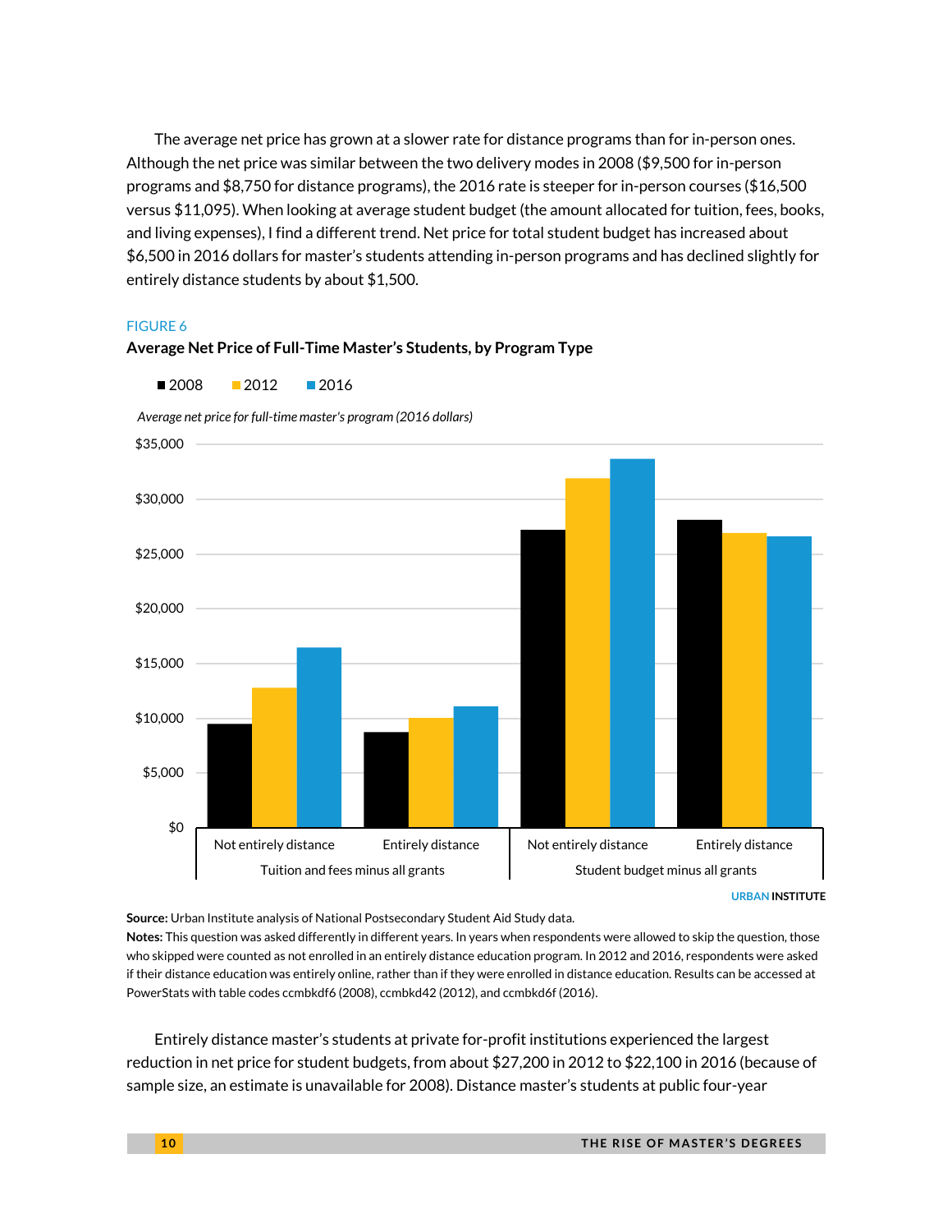The average net price has grown at a slower rate for distance programs than for in-person ones. Although the net price was similar between the two delivery modes in 2008 ($9,500 for in-person programs and $8,750 for distance programs), the 2016 rate is steeper for in-person courses ($16,500 versus $11,095). When looking at average student budget (the amount allocated for tuition, fees, books, and living expenses), I find a different trend. Net price for total student budget has increased about $6,500 in 2016 dollars for master's students attending in-person programs and has declined slightly for entirely distance students by about $1,500.

FIGURE 6

**Average Net Price of Full-Time Master's Students, by Program Type**

■ 2008 ■ 2012 ■ 2016

*Average net price for full-time master's program (2016 dollars)*

$35,000
$30,000
$25,000
$20,000
$15,000
$10,000
$5,000
$0

Not entirely distance | Entirely distance | Not entirely distance | Entirely distance

Tuition and fees minus all grants | Student budget minus all grants

URBAN INSTITUTE

**Source:** Urban Institute analysis of National Postsecondary Student Aid Study data.
**Notes:** This question was asked differently in different years. In years when respondents were allowed to skip the question, those who skipped were counted as not enrolled in an entirely distance education program. In 2012 and 2016, respondents were asked if their distance education was entirely online, rather than if they were enrolled in distance education. Results can be accessed at PowerStats with table codes ccmbkdf6 (2008), ccmbkd42 (2012), and ccmbkd6f (2016).

Entirely distance master's students at private for-profit institutions experienced the largest reduction in net price for student budgets, from about $27,200 in 2012 to $22,100 in 2016 (because of sample size, an estimate is unavailable for 2008). Distance master's students at public four-year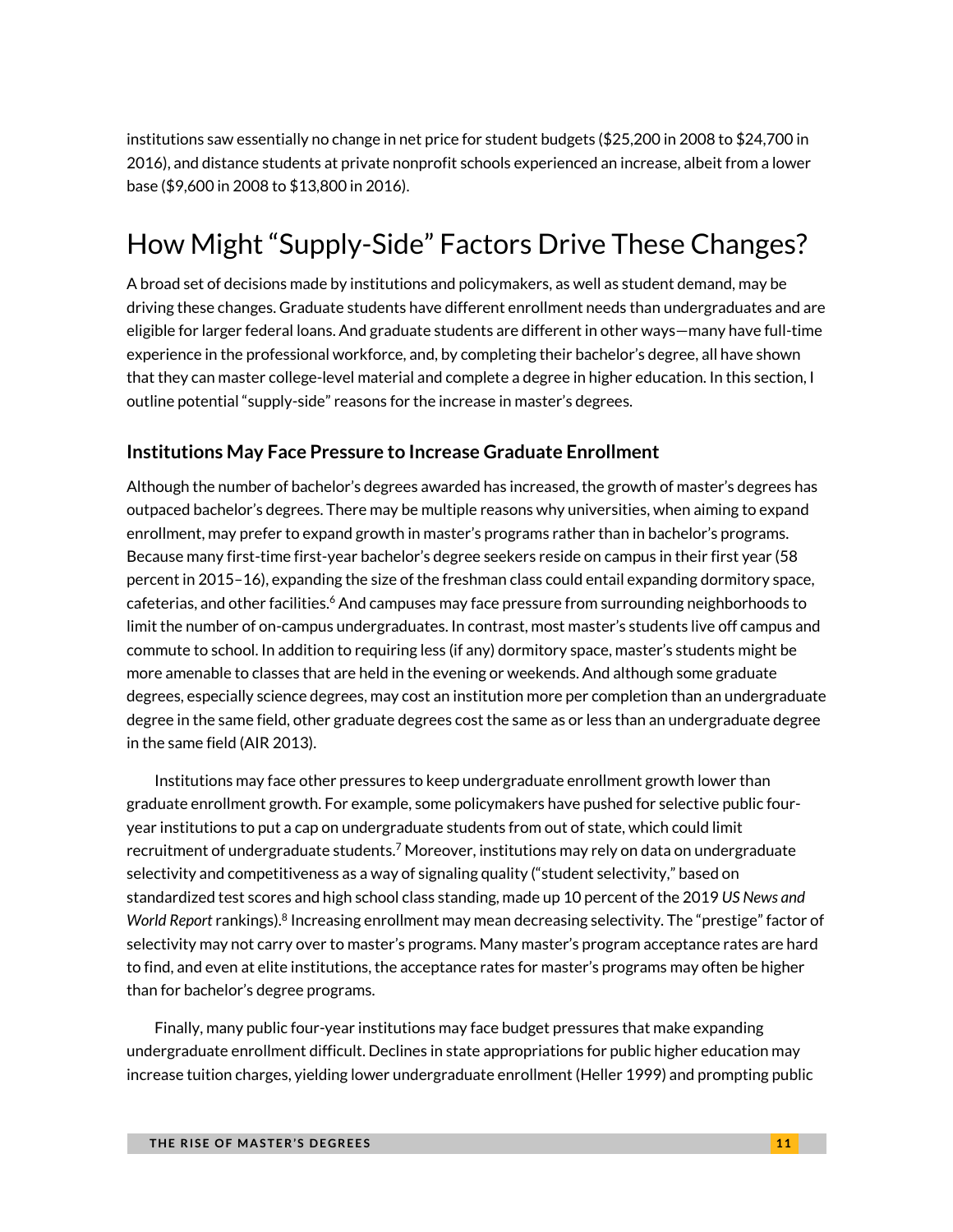institutions saw essentially no change in net price for student budgets ($25,200 in 2008 to $24,700 in 2016), and distance students at private nonprofit schools experienced an increase, albeit from a lower base ($9,600 in 2008 to $13,800 in 2016).

# How Might "Supply-Side" Factors Drive These Changes?

A broad set of decisions made by institutions and policymakers, as well as student demand, may be driving these changes. Graduate students have different enrollment needs than undergraduates and are eligible for larger federal loans. And graduate students are different in other ways—many have full-time experience in the professional workforce, and, by completing their bachelor's degree, all have shown that they can master college-level material and complete a degree in higher education. In this section, I outline potential "supply-side" reasons for the increase in master's degrees.

### Institutions May Face Pressure to Increase Graduate Enrollment

Although the number of bachelor's degrees awarded has increased, the growth of master's degrees has outpaced bachelor's degrees. There may be multiple reasons why universities, when aiming to expand enrollment, may prefer to expand growth in master's programs rather than in bachelor's programs. Because many first-time first-year bachelor's degree seekers reside on campus in their first year (58 percent in 2015–16), expanding the size of the freshman class could entail expanding dormitory space, cafeterias, and other facilities.[6] And campuses may face pressure from surrounding neighborhoods to limit the number of on-campus undergraduates. In contrast, most master's students live off campus and commute to school. In addition to requiring less (if any) dormitory space, master's students might be more amenable to classes that are held in the evening or weekends. And although some graduate degrees, especially science degrees, may cost an institution more per completion than an undergraduate degree in the same field, other graduate degrees cost the same as or less than an undergraduate degree in the same field (AIR 2013).

Institutions may face other pressures to keep undergraduate enrollment growth lower than graduate enrollment growth. For example, some policymakers have pushed for selective public four-year institutions to put a cap on undergraduate students from out of state, which could limit recruitment of undergraduate students.[7] Moreover, institutions may rely on data on undergraduate selectivity and competitiveness as a way of signaling quality ("student selectivity," based on standardized test scores and high school class standing, made up 10 percent of the 2019 *US News and World Report* rankings).[8] Increasing enrollment may mean decreasing selectivity. The "prestige" factor of selectivity may not carry over to master's programs. Many master's program acceptance rates are hard to find, and even at elite institutions, the acceptance rates for master's programs may often be higher than for bachelor's degree programs.

Finally, many public four-year institutions may face budget pressures that make expanding undergraduate enrollment difficult. Declines in state appropriations for public higher education may increase tuition charges, yielding lower undergraduate enrollment (Heller 1999) and prompting public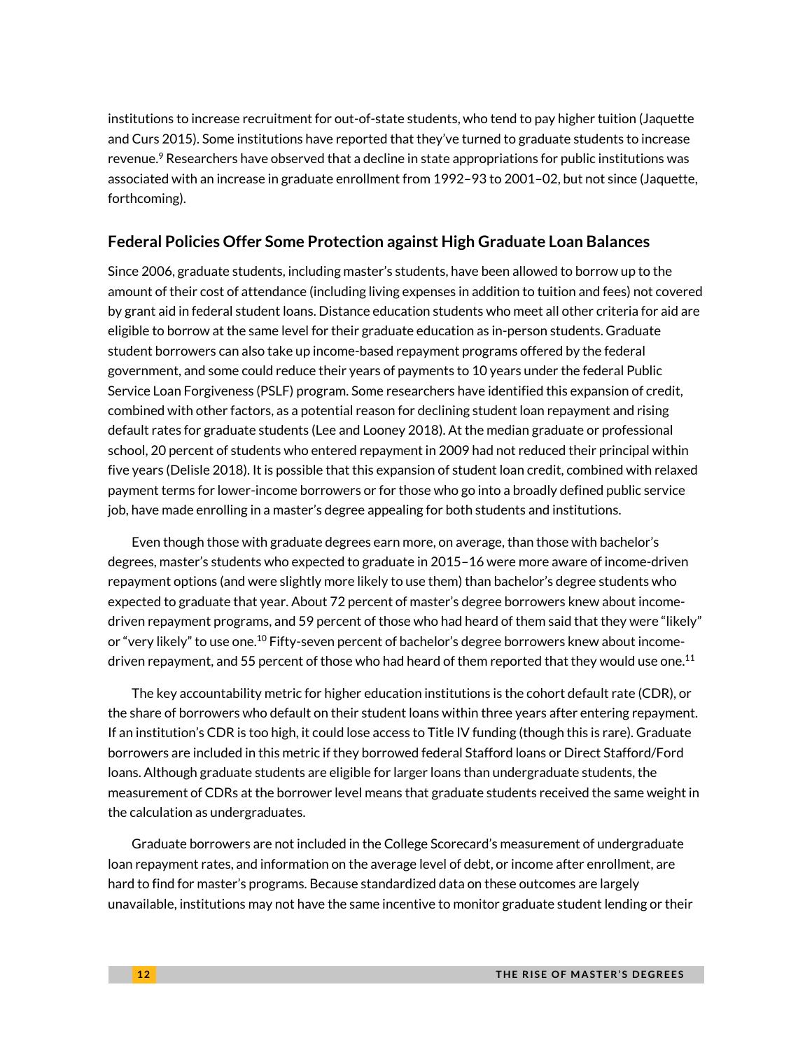institutions to increase recruitment for out-of-state students, who tend to pay higher tuition (Jaquette and Curs 2015). Some institutions have reported that they've turned to graduate students to increase revenue.[9] Researchers have observed that a decline in state appropriations for public institutions was associated with an increase in graduate enrollment from 1992–93 to 2001–02, but not since (Jaquette, forthcoming).

## Federal Policies Offer Some Protection against High Graduate Loan Balances

Since 2006, graduate students, including master's students, have been allowed to borrow up to the amount of their cost of attendance (including living expenses in addition to tuition and fees) not covered by grant aid in federal student loans. Distance education students who meet all other criteria for aid are eligible to borrow at the same level for their graduate education as in-person students. Graduate student borrowers can also take up income-based repayment programs offered by the federal government, and some could reduce their years of payments to 10 years under the federal Public Service Loan Forgiveness (PSLF) program. Some researchers have identified this expansion of credit, combined with other factors, as a potential reason for declining student loan repayment and rising default rates for graduate students (Lee and Looney 2018). At the median graduate or professional school, 20 percent of students who entered repayment in 2009 had not reduced their principal within five years (Delisle 2018). It is possible that this expansion of student loan credit, combined with relaxed payment terms for lower-income borrowers or for those who go into a broadly defined public service job, have made enrolling in a master's degree appealing for both students and institutions.

Even though those with graduate degrees earn more, on average, than those with bachelor's degrees, master's students who expected to graduate in 2015–16 were more aware of income-driven repayment options (and were slightly more likely to use them) than bachelor's degree students who expected to graduate that year. About 72 percent of master's degree borrowers knew about income-driven repayment programs, and 59 percent of those who had heard of them said that they were "likely" or "very likely" to use one.[10] Fifty-seven percent of bachelor's degree borrowers knew about income-driven repayment, and 55 percent of those who had heard of them reported that they would use one.[11]

The key accountability metric for higher education institutions is the cohort default rate (CDR), or the share of borrowers who default on their student loans within three years after entering repayment. If an institution's CDR is too high, it could lose access to Title IV funding (though this is rare). Graduate borrowers are included in this metric if they borrowed federal Stafford loans or Direct Stafford/Ford loans. Although graduate students are eligible for larger loans than undergraduate students, the measurement of CDRs at the borrower level means that graduate students received the same weight in the calculation as undergraduates.

Graduate borrowers are not included in the College Scorecard's measurement of undergraduate loan repayment rates, and information on the average level of debt, or income after enrollment, are hard to find for master's programs. Because standardized data on these outcomes are largely unavailable, institutions may not have the same incentive to monitor graduate student lending or their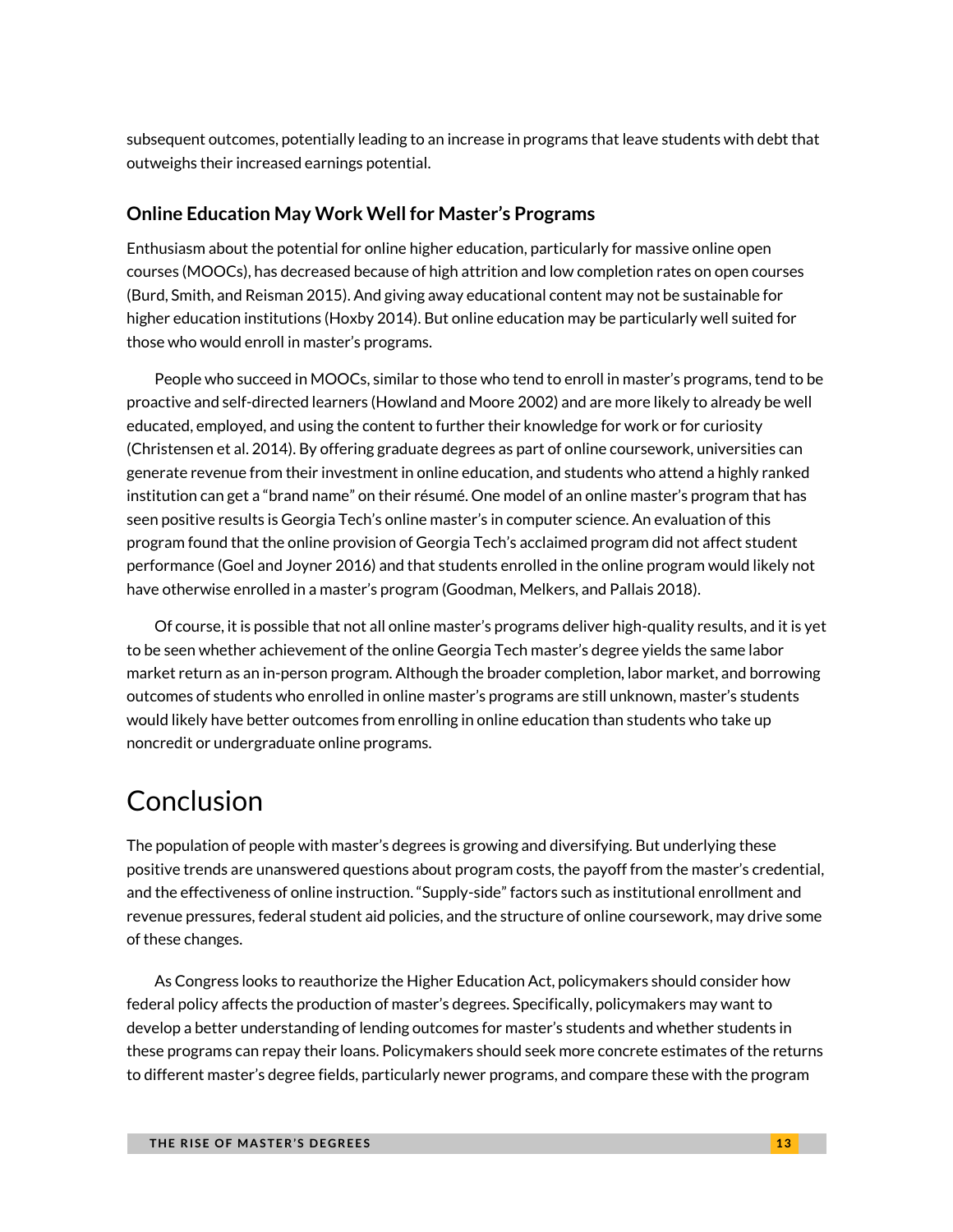subsequent outcomes, potentially leading to an increase in programs that leave students with debt that outweighs their increased earnings potential.

### Online Education May Work Well for Master's Programs

Enthusiasm about the potential for online higher education, particularly for massive online open courses (MOOCs), has decreased because of high attrition and low completion rates on open courses (Burd, Smith, and Reisman 2015). And giving away educational content may not be sustainable for higher education institutions (Hoxby 2014). But online education may be particularly well suited for those who would enroll in master's programs.

People who succeed in MOOCs, similar to those who tend to enroll in master's programs, tend to be proactive and self-directed learners (Howland and Moore 2002) and are more likely to already be well educated, employed, and using the content to further their knowledge for work or for curiosity (Christensen et al. 2014). By offering graduate degrees as part of online coursework, universities can generate revenue from their investment in online education, and students who attend a highly ranked institution can get a "brand name" on their résumé. One model of an online master's program that has seen positive results is Georgia Tech's online master's in computer science. An evaluation of this program found that the online provision of Georgia Tech's acclaimed program did not affect student performance (Goel and Joyner 2016) and that students enrolled in the online program would likely not have otherwise enrolled in a master's program (Goodman, Melkers, and Pallais 2018).

Of course, it is possible that not all online master's programs deliver high-quality results, and it is yet to be seen whether achievement of the online Georgia Tech master's degree yields the same labor market return as an in-person program. Although the broader completion, labor market, and borrowing outcomes of students who enrolled in online master's programs are still unknown, master's students would likely have better outcomes from enrolling in online education than students who take up noncredit or undergraduate online programs.

# Conclusion

The population of people with master's degrees is growing and diversifying. But underlying these positive trends are unanswered questions about program costs, the payoff from the master's credential, and the effectiveness of online instruction. "Supply-side" factors such as institutional enrollment and revenue pressures, federal student aid policies, and the structure of online coursework, may drive some of these changes.

As Congress looks to reauthorize the Higher Education Act, policymakers should consider how federal policy affects the production of master's degrees. Specifically, policymakers may want to develop a better understanding of lending outcomes for master's students and whether students in these programs can repay their loans. Policymakers should seek more concrete estimates of the returns to different master's degree fields, particularly newer programs, and compare these with the program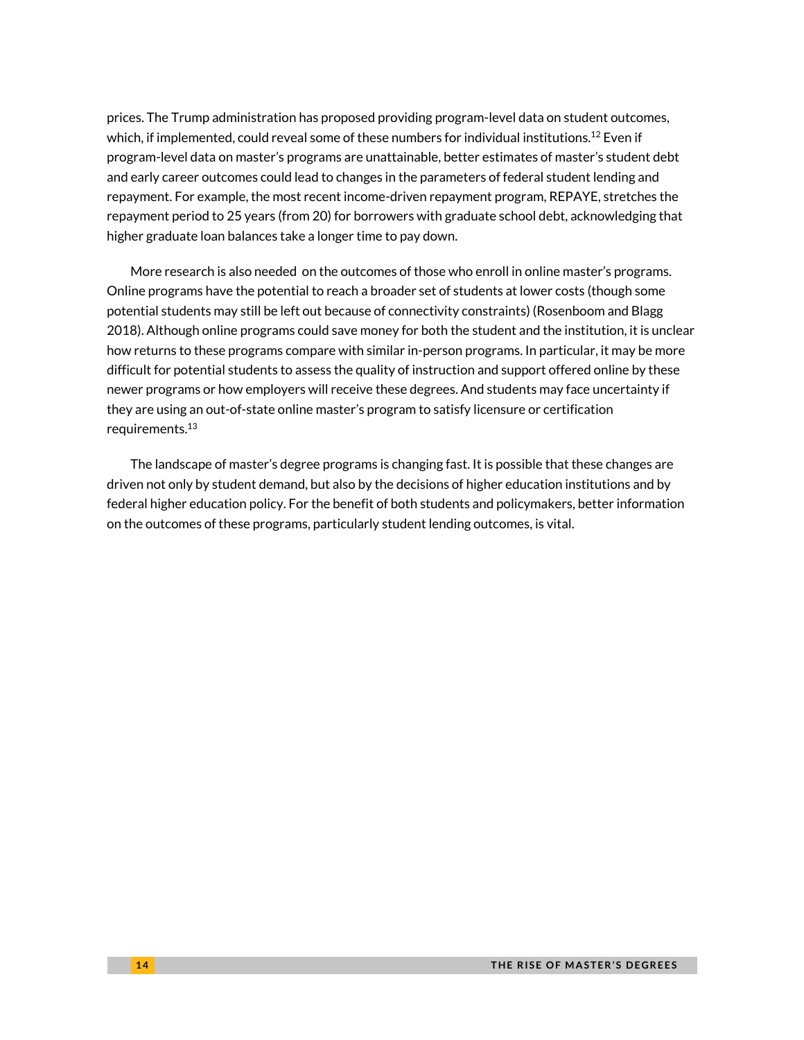prices. The Trump administration has proposed providing program-level data on student outcomes, which, if implemented, could reveal some of these numbers for individual institutions.[12] Even if program-level data on master's programs are unattainable, better estimates of master's student debt and early career outcomes could lead to changes in the parameters of federal student lending and repayment. For example, the most recent income-driven repayment program, REPAYE, stretches the repayment period to 25 years (from 20) for borrowers with graduate school debt, acknowledging that higher graduate loan balances take a longer time to pay down.

More research is also needed on the outcomes of those who enroll in online master's programs. Online programs have the potential to reach a broader set of students at lower costs (though some potential students may still be left out because of connectivity constraints) (Rosenboom and Blagg 2018). Although online programs could save money for both the student and the institution, it is unclear how returns to these programs compare with similar in-person programs. In particular, it may be more difficult for potential students to assess the quality of instruction and support offered online by these newer programs or how employers will receive these degrees. And students may face uncertainty if they are using an out-of-state online master's program to satisfy licensure or certification requirements.[13]

The landscape of master's degree programs is changing fast. It is possible that these changes are driven not only by student demand, but also by the decisions of higher education institutions and by federal higher education policy. For the benefit of both students and policymakers, better information on the outcomes of these programs, particularly student lending outcomes, is vital.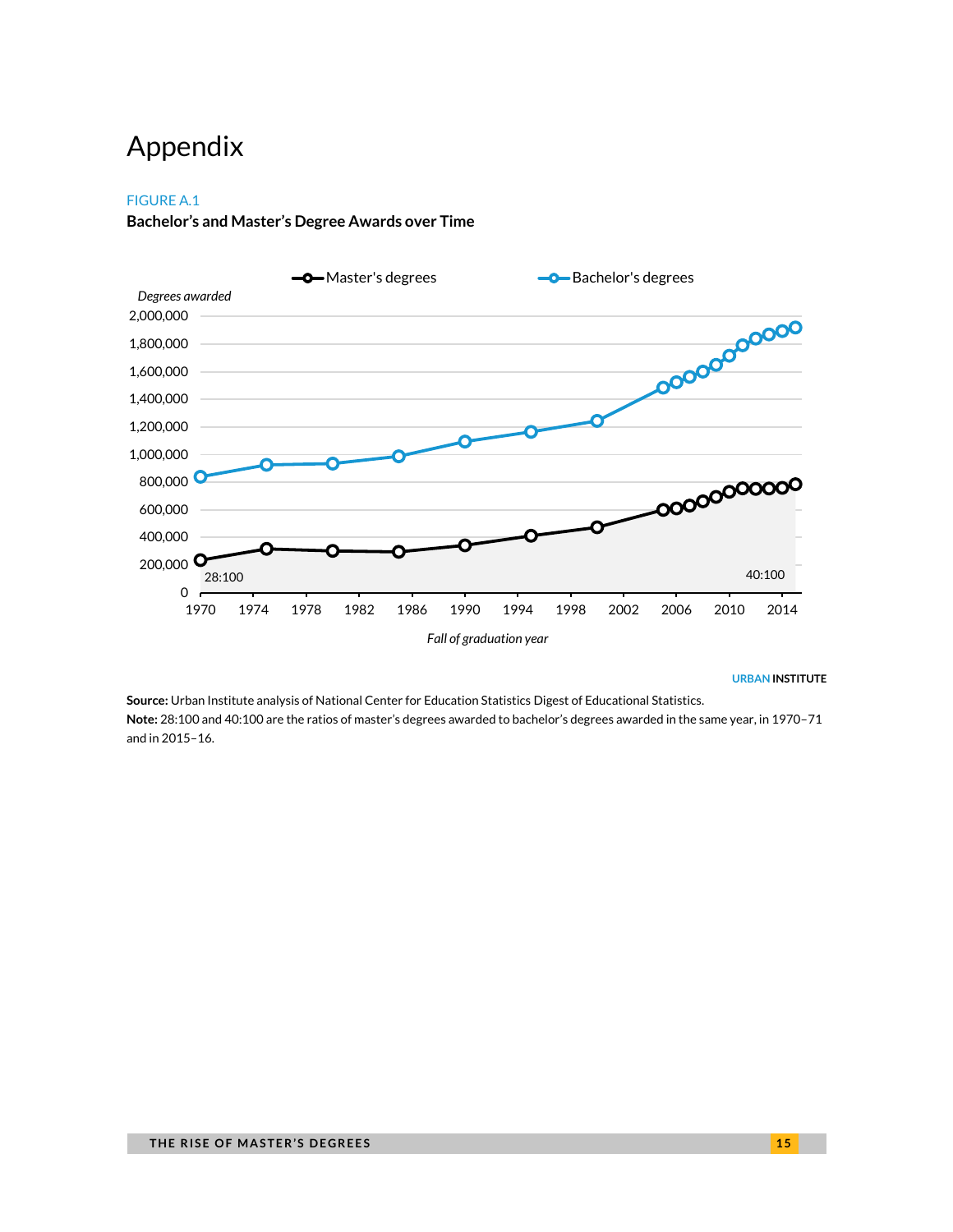# Appendix

FIGURE A.1

**Bachelor's and Master's Degree Awards over Time**

Master's degrees — Bachelor's degrees

*Degrees awarded*

2,000,000
1,800,000
1,600,000
1,400,000
1,200,000
1,000,000
800,000
600,000
400,000
200,000
0

28:100

40:100

1970 1974 1978 1982 1986 1990 1994 1998 2002 2006 2010 2014

*Fall of graduation year*

URBAN INSTITUTE

**Source:** Urban Institute analysis of National Center for Education Statistics Digest of Educational Statistics.

**Note:** 28:100 and 40:100 are the ratios of master's degrees awarded to bachelor's degrees awarded in the same year, in 1970–71 and in 2015–16.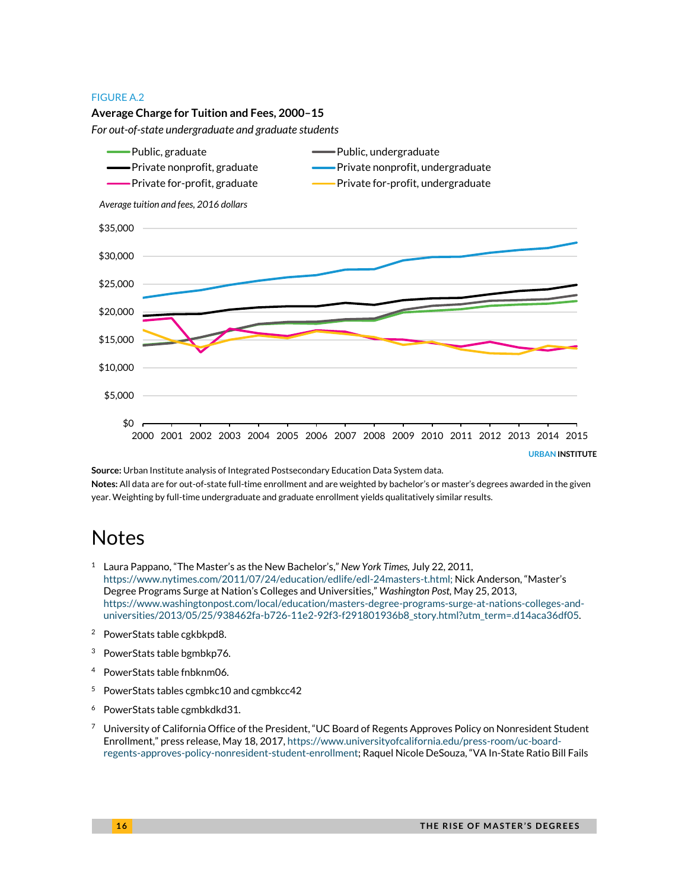FIGURE A.2

**Average Charge for Tuition and Fees, 2000–15**

*For out-of-state undergraduate and graduate students*

**Source:** Urban Institute analysis of Integrated Postsecondary Education Data System data.

**Notes:** All data are for out-of-state full-time enrollment and are weighted by bachelor's or master's degrees awarded in the given year. Weighting by full-time undergraduate and graduate enrollment yields qualitatively similar results.

# Notes

1. Laura Pappano, "The Master's as the New Bachelor's," *New York Times*, July 22, 2011, https://www.nytimes.com/2011/07/24/education/edlife/edl-24masters-t.html; Nick Anderson, "Master's Degree Programs Surge at Nation's Colleges and Universities," *Washington Post*, May 25, 2013, https://www.washingtonpost.com/local/education/masters-degree-programs-surge-at-nations-colleges-and-universities/2013/05/25/938462fa-b726-11e2-92f3-f291801936b8_story.html?utm_term=.d14aca36df05.
2. PowerStats table cgkbkpd8.
3. PowerStats table bgmbkp76.
4. PowerStats table fnbknm06.
5. PowerStats tables cgmbkc10 and cgmbkcc42
6. PowerStats table cgmbkdkd31.
7. University of California Office of the President, "UC Board of Regents Approves Policy on Nonresident Student Enrollment," press release, May 18, 2017, https://www.universityofcalifornia.edu/press-room/uc-board-regents-approves-policy-nonresident-student-enrollment; Raquel Nicole DeSouza, "VA In-State Ratio Bill Fails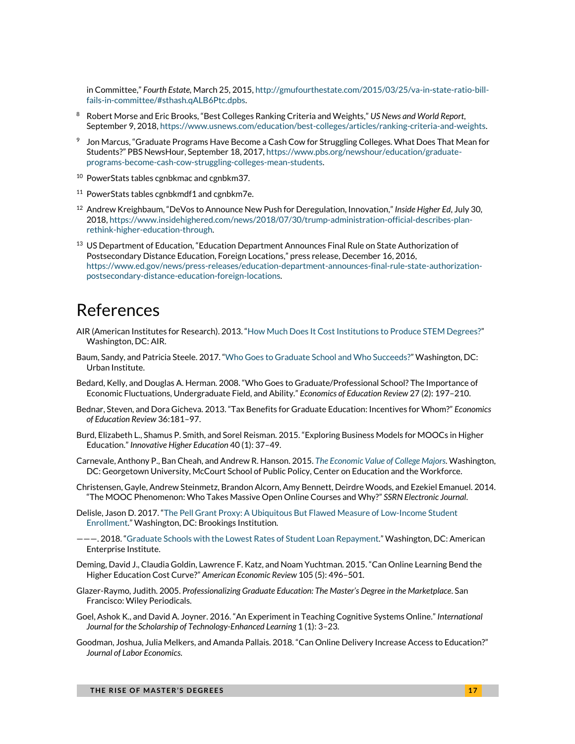in Committee," *Fourth Estate,* March 25, 2015, http://gmufourthestate.com/2015/03/25/va-in-state-ratio-bill-fails-in-committee/#sthash.qALB6Ptc.dpbs.

[8] Robert Morse and Eric Brooks, "Best Colleges Ranking Criteria and Weights," *US News and World Report*, September 9, 2018, https://www.usnews.com/education/best-colleges/articles/ranking-criteria-and-weights.

[9] Jon Marcus, "Graduate Programs Have Become a Cash Cow for Struggling Colleges. What Does That Mean for Students?" PBS NewsHour, September 18, 2017, https://www.pbs.org/newshour/education/graduate-programs-become-cash-cow-struggling-colleges-mean-students.

[10] PowerStats tables cgnbkmac and cgnbkm37.

[11] PowerStats tables cgnbkmdf1 and cgnbkm7e.

[12] Andrew Kreighbaum, "DeVos to Announce New Push for Deregulation, Innovation," *Inside Higher Ed*, July 30, 2018, https://www.insidehighered.com/news/2018/07/30/trump-administration-official-describes-plan-rethink-higher-education-through.

[13] US Department of Education, "Education Department Announces Final Rule on State Authorization of Postsecondary Distance Education, Foreign Locations," press release, December 16, 2016, https://www.ed.gov/news/press-releases/education-department-announces-final-rule-state-authorization-postsecondary-distance-education-foreign-locations.

# References

AIR (American Institutes for Research). 2013. "How Much Does It Cost Institutions to Produce STEM Degrees?" Washington, DC: AIR.

Baum, Sandy, and Patricia Steele. 2017. "Who Goes to Graduate School and Who Succeeds?" Washington, DC: Urban Institute.

Bedard, Kelly, and Douglas A. Herman. 2008. "Who Goes to Graduate/Professional School? The Importance of Economic Fluctuations, Undergraduate Field, and Ability." *Economics of Education Review* 27 (2): 197–210.

Bednar, Steven, and Dora Gicheva. 2013. "Tax Benefits for Graduate Education: Incentives for Whom?" *Economics of Education Review* 36:181–97.

Burd, Elizabeth L., Shamus P. Smith, and Sorel Reisman. 2015. "Exploring Business Models for MOOCs in Higher Education." *Innovative Higher Education* 40 (1): 37–49.

Carnevale, Anthony P., Ban Cheah, and Andrew R. Hanson. 2015. *The Economic Value of College Majors*. Washington, DC: Georgetown University, McCourt School of Public Policy, Center on Education and the Workforce.

Christensen, Gayle, Andrew Steinmetz, Brandon Alcorn, Amy Bennett, Deirdre Woods, and Ezekiel Emanuel. 2014. "The MOOC Phenomenon: Who Takes Massive Open Online Courses and Why?" *SSRN Electronic Journal*.

Delisle, Jason D. 2017. "The Pell Grant Proxy: A Ubiquitous But Flawed Measure of Low-Income Student Enrollment." Washington, DC: Brookings Institution.

———. 2018. "Graduate Schools with the Lowest Rates of Student Loan Repayment." Washington, DC: American Enterprise Institute.

Deming, David J., Claudia Goldin, Lawrence F. Katz, and Noam Yuchtman. 2015. "Can Online Learning Bend the Higher Education Cost Curve?" *American Economic Review* 105 (5): 496–501.

Glazer-Raymo, Judith. 2005. *Professionalizing Graduate Education: The Master's Degree in the Marketplace*. San Francisco: Wiley Periodicals.

Goel, Ashok K., and David A. Joyner. 2016. "An Experiment in Teaching Cognitive Systems Online." *International Journal for the Scholarship of Technology-Enhanced Learning* 1 (1): 3–23.

Goodman, Joshua, Julia Melkers, and Amanda Pallais. 2018. "Can Online Delivery Increase Access to Education?" *Journal of Labor Economics.*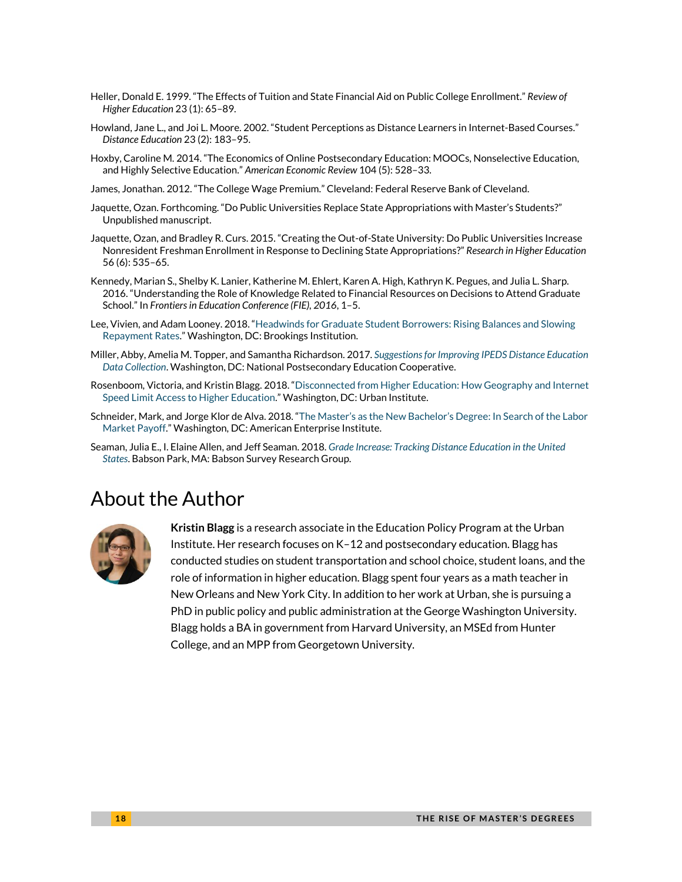Heller, Donald E. 1999. "The Effects of Tuition and State Financial Aid on Public College Enrollment." *Review of Higher Education* 23 (1): 65–89.

Howland, Jane L., and Joi L. Moore. 2002. "Student Perceptions as Distance Learners in Internet-Based Courses." *Distance Education* 23 (2): 183–95.

Hoxby, Caroline M. 2014. "The Economics of Online Postsecondary Education: MOOCs, Nonselective Education, and Highly Selective Education." *American Economic Review* 104 (5): 528–33.

James, Jonathan. 2012. "The College Wage Premium." Cleveland: Federal Reserve Bank of Cleveland.

Jaquette, Ozan. Forthcoming. "Do Public Universities Replace State Appropriations with Master's Students?" Unpublished manuscript.

Jaquette, Ozan, and Bradley R. Curs. 2015. "Creating the Out-of-State University: Do Public Universities Increase Nonresident Freshman Enrollment in Response to Declining State Appropriations?" *Research in Higher Education* 56 (6): 535–65.

Kennedy, Marian S., Shelby K. Lanier, Katherine M. Ehlert, Karen A. High, Kathryn K. Pegues, and Julia L. Sharp. 2016. "Understanding the Role of Knowledge Related to Financial Resources on Decisions to Attend Graduate School." In *Frontiers in Education Conference (FIE), 2016*, 1–5.

Lee, Vivien, and Adam Looney. 2018. "Headwinds for Graduate Student Borrowers: Rising Balances and Slowing Repayment Rates." Washington, DC: Brookings Institution.

Miller, Abby, Amelia M. Topper, and Samantha Richardson. 2017. *Suggestions for Improving IPEDS Distance Education Data Collection*. Washington, DC: National Postsecondary Education Cooperative.

Rosenboom, Victoria, and Kristin Blagg. 2018. "Disconnected from Higher Education: How Geography and Internet Speed Limit Access to Higher Education." Washington, DC: Urban Institute.

Schneider, Mark, and Jorge Klor de Alva. 2018. "The Master's as the New Bachelor's Degree: In Search of the Labor Market Payoff." Washington, DC: American Enterprise Institute.

Seaman, Julia E., I. Elaine Allen, and Jeff Seaman. 2018. *Grade Increase: Tracking Distance Education in the United States*. Babson Park, MA: Babson Survey Research Group.

# About the Author

**Kristin Blagg** is a research associate in the Education Policy Program at the Urban Institute. Her research focuses on K–12 and postsecondary education. Blagg has conducted studies on student transportation and school choice, student loans, and the role of information in higher education. Blagg spent four years as a math teacher in New Orleans and New York City. In addition to her work at Urban, she is pursuing a PhD in public policy and public administration at the George Washington University. Blagg holds a BA in government from Harvard University, an MSEd from Hunter College, and an MPP from Georgetown University.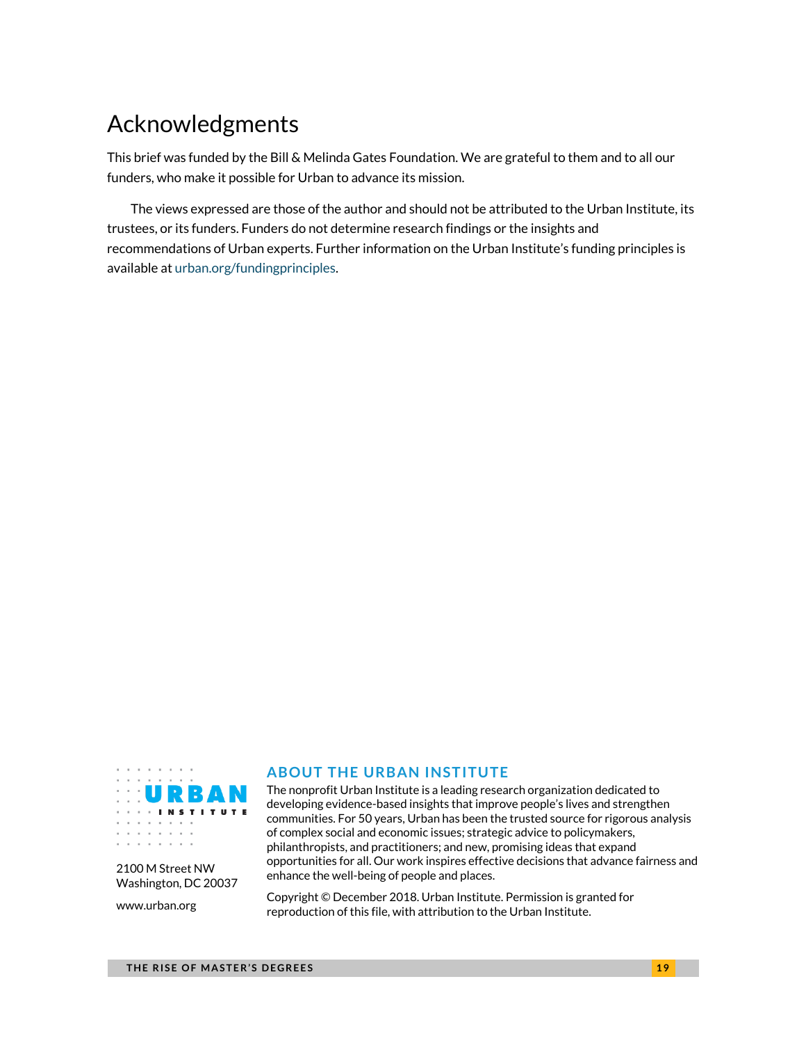# Acknowledgments

This brief was funded by the Bill & Melinda Gates Foundation. We are grateful to them and to all our funders, who make it possible for Urban to advance its mission.

The views expressed are those of the author and should not be attributed to the Urban Institute, its trustees, or its funders. Funders do not determine research findings or the insights and recommendations of Urban experts. Further information on the Urban Institute's funding principles is available at urban.org/fundingprinciples.

URBAN INSTITUTE

2100 M Street NW
Washington, DC 20037

www.urban.org

## ABOUT THE URBAN INSTITUTE

The nonprofit Urban Institute is a leading research organization dedicated to developing evidence-based insights that improve people's lives and strengthen communities. For 50 years, Urban has been the trusted source for rigorous analysis of complex social and economic issues; strategic advice to policymakers, philanthropists, and practitioners; and new, promising ideas that expand opportunities for all. Our work inspires effective decisions that advance fairness and enhance the well-being of people and places.

Copyright © December 2018. Urban Institute. Permission is granted for reproduction of this file, with attribution to the Urban Institute.